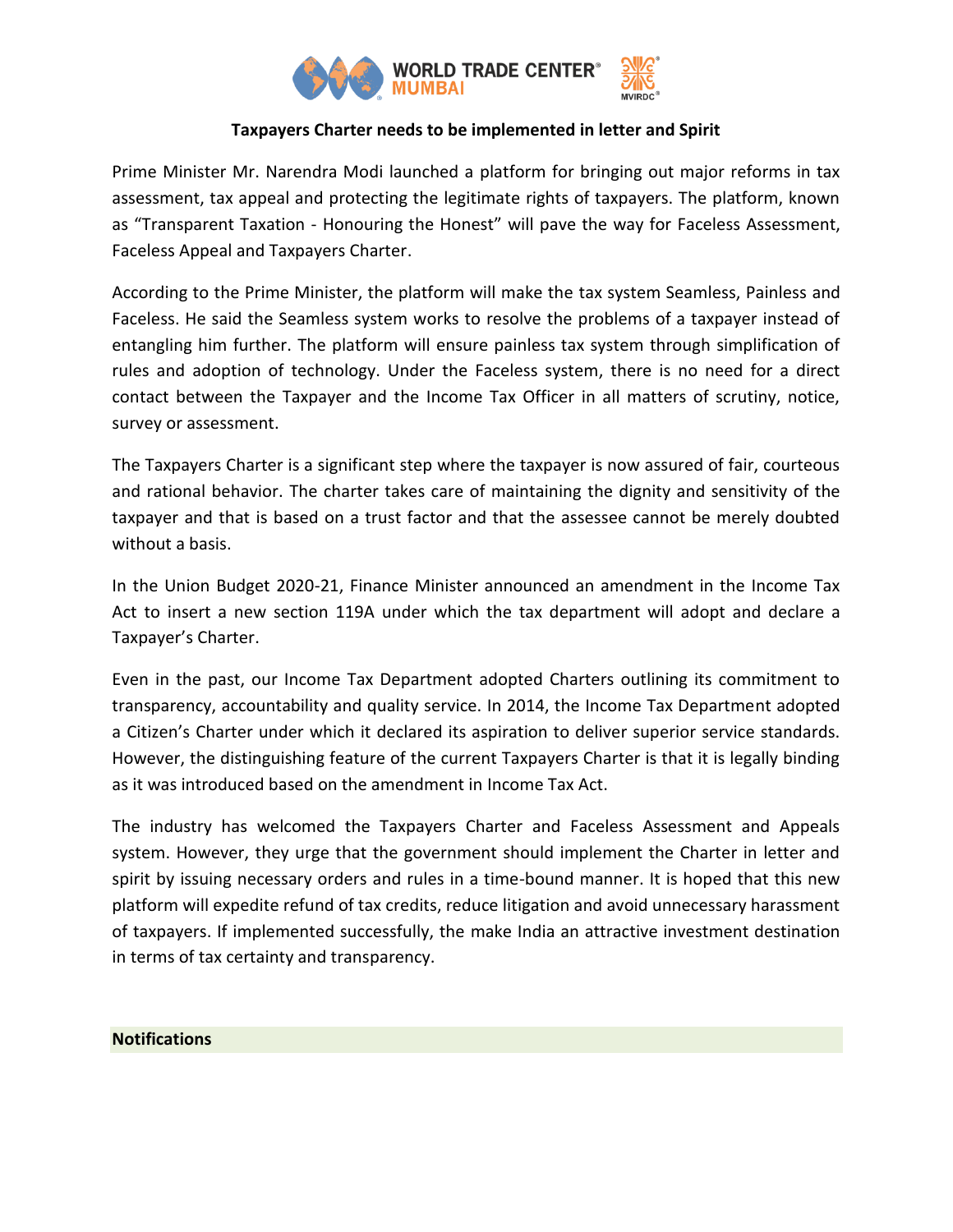# Taxpayers Charter needs to be implemented in letter and Spirit

Prime Minister Mr. Narendra Modi launched a platform for bringing out major reforms in tax assessment, tax appeal and protecting the legitimate rights of taxpayers. The platform, known as "Transparent Taxation - Honouring the Honest" will pave the way for Faceless Assessment, Faceless Appeal and Taxpayers Charter.

According to the Prime Minister, the platform will make the tax system Seamless, Painless and Faceless. He said the Seamless system works to resolve the problems of a taxpayer instead of entangling him further. The platform will ensure painless tax system through simplification of rules and adoption of technology. Under the Faceless system, there is no need for a direct contact between the Taxpayer and the Income Tax Officer in all matters of scrutiny, notice, survey or assessment.

The Taxpayers Charter is a significant step where the taxpayer is now assured of fair, courteous and rational behavior. The charter takes care of maintaining the dignity and sensitivity of the taxpayer and that is based on a trust factor and that the assessee cannot be merely doubted without a basis.

In the Union Budget 2020-21, Finance Minister announced an amendment in the Income Tax Act to insert a new section 119A under which the tax department will adopt and declare a Taxpayer's Charter.

Even in the past, our Income Tax Department adopted Charters outlining its commitment to transparency, accountability and quality service. In 2014, the Income Tax Department adopted a Citizen's Charter under which it declared its aspiration to deliver superior service standards. However, the distinguishing feature of the current Taxpayers Charter is that it is legally binding as it was introduced based on the amendment in Income Tax Act.

The industry has welcomed the Taxpayers Charter and Faceless Assessment and Appeals system. However, they urge that the government should implement the Charter in letter and spirit by issuing necessary orders and rules in a time-bound manner. It is hoped that this new platform will expedite refund of tax credits, reduce litigation and avoid unnecessary harassment of taxpayers. If implemented successfully, the make India an attractive investment destination in terms of tax certainty and transparency.

## Notifications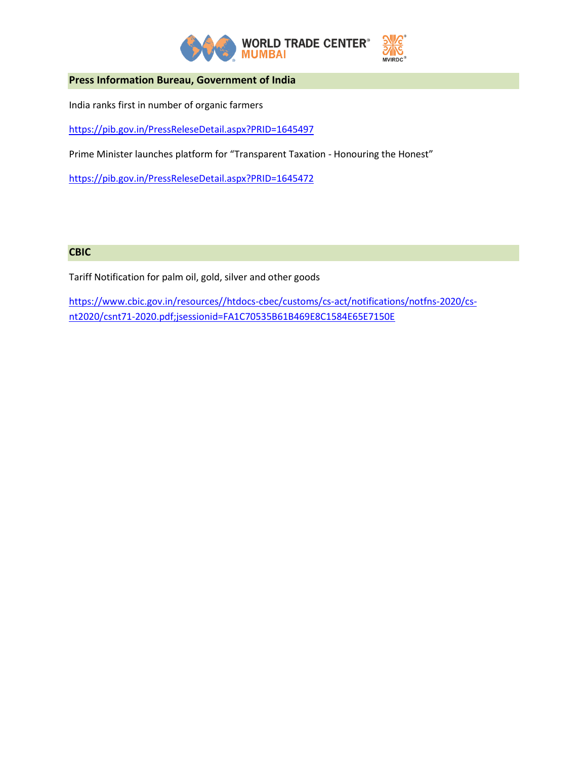## Press Information Bureau, Government of India

India ranks first in number of organic farmers

https://pib.gov.in/PressReleseDetail.aspx?PRID=1645497

Prime Minister launches platform for "Transparent Taxation - Honouring the Honest"

https://pib.gov.in/PressReleseDetail.aspx?PRID=1645472

## CBIC

Tariff Notification for palm oil, gold, silver and other goods

https://www.cbic.gov.in/resources//htdocs-cbec/customs/cs-act/notifications/notfns-2020/cs-nt2020/csnt71-2020.pdf;jsessionid=FA1C70535B61B469E8C1584E65E7150E